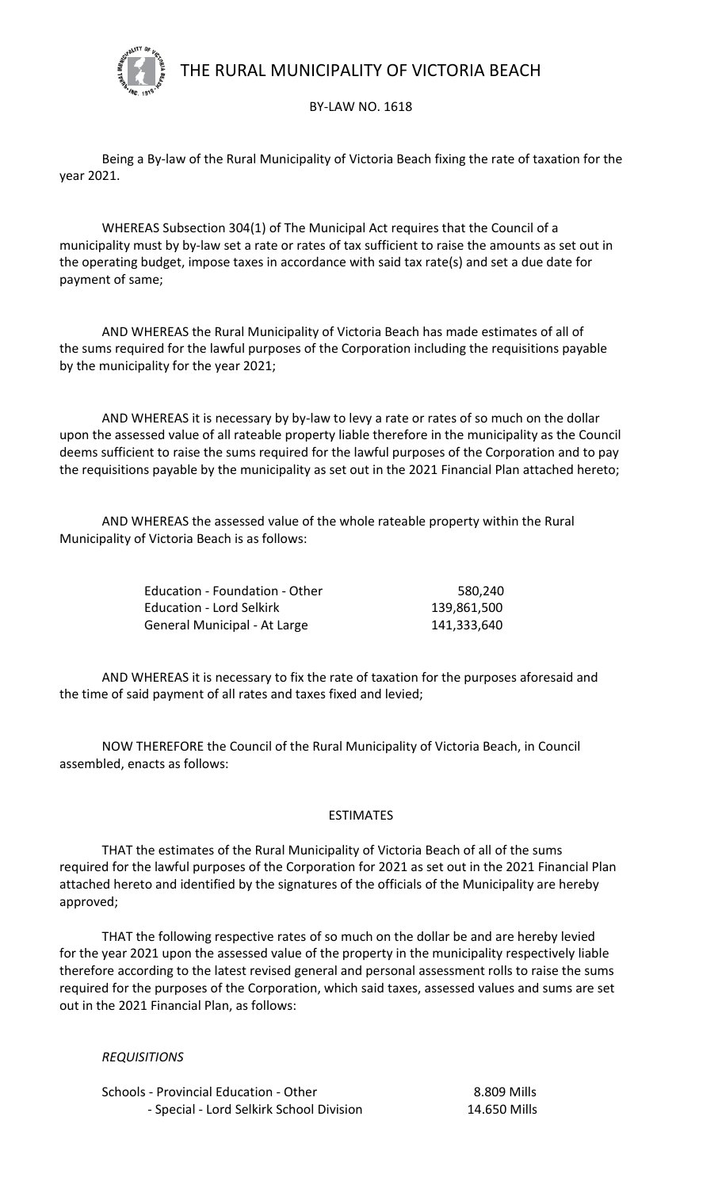# THE RURAL MUNICIPALITY OF VICTORIA BEACH

BY-LAW NO. 1618

Being a By-law of the Rural Municipality of Victoria Beach fixing the rate of taxation for the year 2021.

WHEREAS Subsection 304(1) of The Municipal Act requires that the Council of a municipality must by by-law set a rate or rates of tax sufficient to raise the amounts as set out in the operating budget, impose taxes in accordance with said tax rate(s) and set a due date for payment of same;

AND WHEREAS the Rural Municipality of Victoria Beach has made estimates of all of the sums required for the lawful purposes of the Corporation including the requisitions payable by the municipality for the year 2021;

AND WHEREAS it is necessary by by-law to levy a rate or rates of so much on the dollar upon the assessed value of all rateable property liable therefore in the municipality as the Council deems sufficient to raise the sums required for the lawful purposes of the Corporation and to pay the requisitions payable by the municipality as set out in the 2021 Financial Plan attached hereto;

AND WHEREAS the assessed value of the whole rateable property within the Rural Municipality of Victoria Beach is as follows:

| | |
|---|---|
| Education - Foundation - Other | 580,240 |
| Education - Lord Selkirk | 139,861,500 |
| General Municipal - At Large | 141,333,640 |

AND WHEREAS it is necessary to fix the rate of taxation for the purposes aforesaid and the time of said payment of all rates and taxes fixed and levied;

NOW THEREFORE the Council of the Rural Municipality of Victoria Beach, in Council assembled, enacts as follows:

## ESTIMATES

THAT the estimates of the Rural Municipality of Victoria Beach of all of the sums required for the lawful purposes of the Corporation for 2021 as set out in the 2021 Financial Plan attached hereto and identified by the signatures of the officials of the Municipality are hereby approved;

THAT the following respective rates of so much on the dollar be and are hereby levied for the year 2021 upon the assessed value of the property in the municipality respectively liable therefore according to the latest revised general and personal assessment rolls to raise the sums required for the purposes of the Corporation, which said taxes, assessed values and sums are set out in the 2021 Financial Plan, as follows:

*REQUISITIONS*

| | |
|---|---|
| Schools - Provincial Education - Other | 8.809 Mills |
| - Special - Lord Selkirk School Division | 14.650 Mills |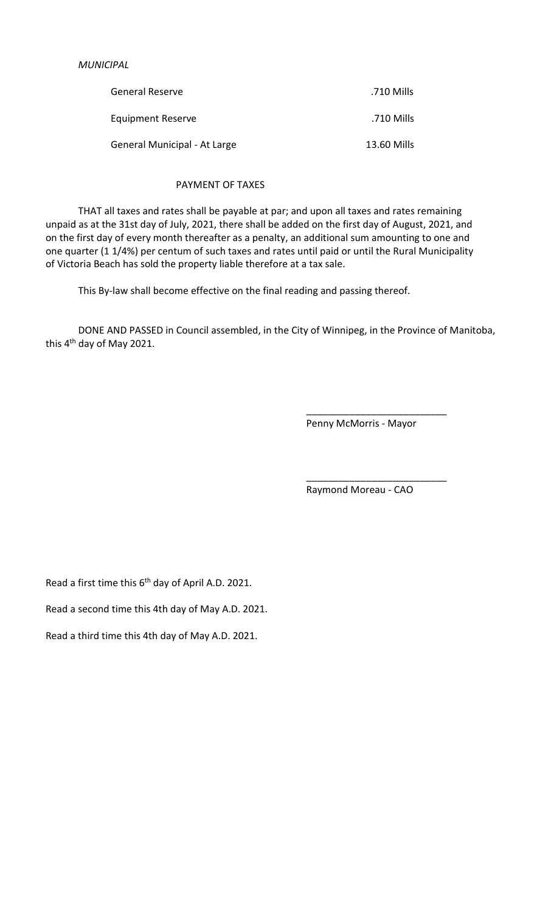*MUNICIPAL*

| | |
|---|---|
| General Reserve | .710 Mills |
| Equipment Reserve | .710 Mills |
| General Municipal - At Large | 13.60 Mills |

PAYMENT OF TAXES

THAT all taxes and rates shall be payable at par; and upon all taxes and rates remaining unpaid as at the 31st day of July, 2021, there shall be added on the first day of August, 2021, and on the first day of every month thereafter as a penalty, an additional sum amounting to one and one quarter (1 1/4%) per centum of such taxes and rates until paid or until the Rural Municipality of Victoria Beach has sold the property liable therefore at a tax sale.

This By-law shall become effective on the final reading and passing thereof.

DONE AND PASSED in Council assembled, in the City of Winnipeg, in the Province of Manitoba, this 4th day of May 2021.

___________________________
Penny McMorris - Mayor

___________________________
Raymond Moreau - CAO

Read a first time this 6th day of April A.D. 2021.

Read a second time this 4th day of May A.D. 2021.

Read a third time this 4th day of May A.D. 2021.